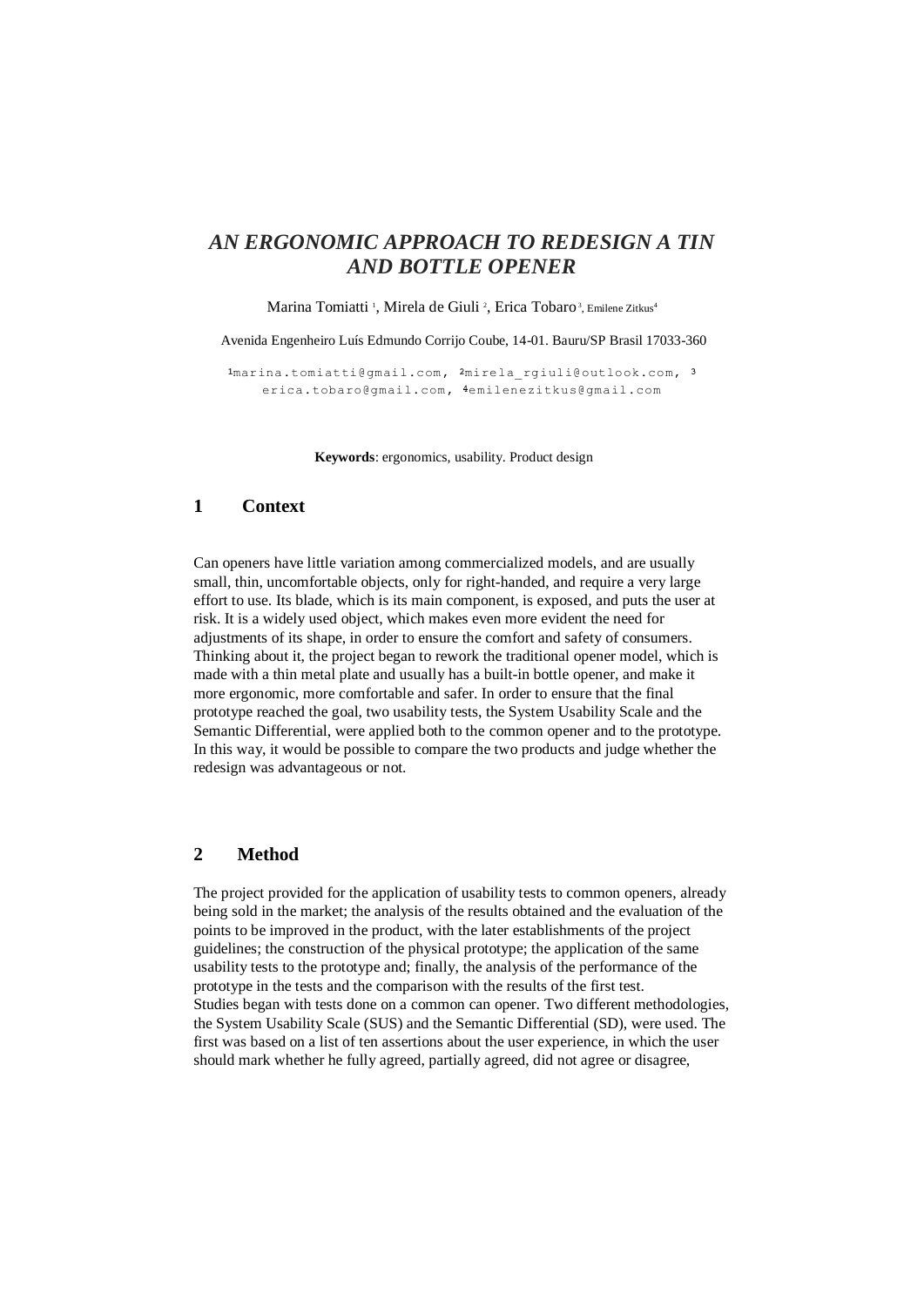# *AN ERGONOMIC APPROACH TO REDESIGN A TIN AND BOTTLE OPENER*

Marina Tomiatti [1], Mirela de Giuli [2], Erica Tobaro [3], Emilene Zitkus[4]

Avenida Engenheiro Luís Edmundo Corrijo Coube, 14-01. Bauru/SP Brasil 17033-360

[1]marina.tomiatti@gmail.com, [2]mirela_rgiuli@outlook.com, [3] erica.tobaro@gmail.com, [4]emilenezitkus@gmail.com

**Keywords**: ergonomics, usability. Product design

## 1 Context

Can openers have little variation among commercialized models, and are usually small, thin, uncomfortable objects, only for right-handed, and require a very large effort to use. Its blade, which is its main component, is exposed, and puts the user at risk. It is a widely used object, which makes even more evident the need for adjustments of its shape, in order to ensure the comfort and safety of consumers. Thinking about it, the project began to rework the traditional opener model, which is made with a thin metal plate and usually has a built-in bottle opener, and make it more ergonomic, more comfortable and safer. In order to ensure that the final prototype reached the goal, two usability tests, the System Usability Scale and the Semantic Differential, were applied both to the common opener and to the prototype. In this way, it would be possible to compare the two products and judge whether the redesign was advantageous or not.

## 2 Method

The project provided for the application of usability tests to common openers, already being sold in the market; the analysis of the results obtained and the evaluation of the points to be improved in the product, with the later establishments of the project guidelines; the construction of the physical prototype; the application of the same usability tests to the prototype and; finally, the analysis of the performance of the prototype in the tests and the comparison with the results of the first test.
Studies began with tests done on a common can opener. Two different methodologies, the System Usability Scale (SUS) and the Semantic Differential (SD), were used. The first was based on a list of ten assertions about the user experience, in which the user should mark whether he fully agreed, partially agreed, did not agree or disagree,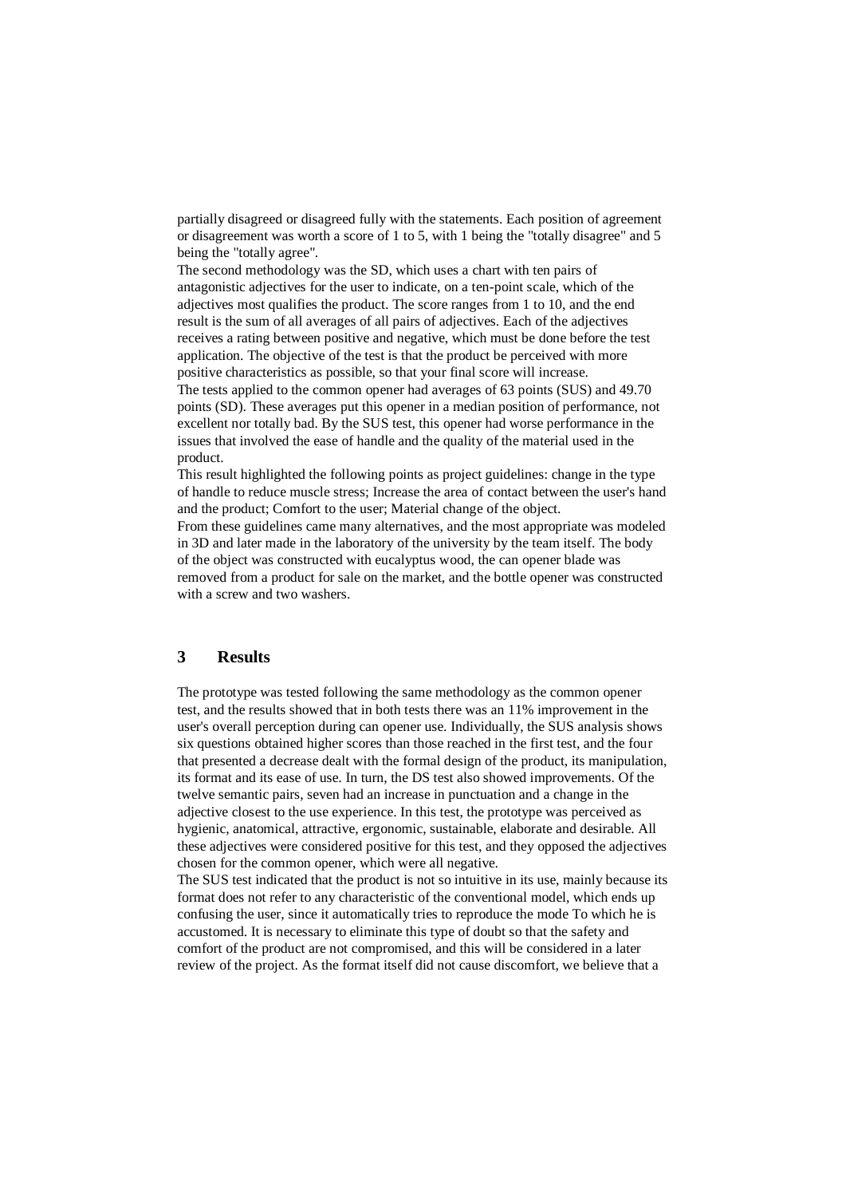partially disagreed or disagreed fully with the statements. Each position of agreement or disagreement was worth a score of 1 to 5, with 1 being the "totally disagree" and 5 being the "totally agree".

The second methodology was the SD, which uses a chart with ten pairs of antagonistic adjectives for the user to indicate, on a ten-point scale, which of the adjectives most qualifies the product. The score ranges from 1 to 10, and the end result is the sum of all averages of all pairs of adjectives. Each of the adjectives receives a rating between positive and negative, which must be done before the test application. The objective of the test is that the product be perceived with more positive characteristics as possible, so that your final score will increase.

The tests applied to the common opener had averages of 63 points (SUS) and 49.70 points (SD). These averages put this opener in a median position of performance, not excellent nor totally bad. By the SUS test, this opener had worse performance in the issues that involved the ease of handle and the quality of the material used in the product.

This result highlighted the following points as project guidelines: change in the type of handle to reduce muscle stress; Increase the area of contact between the user's hand and the product; Comfort to the user; Material change of the object.

From these guidelines came many alternatives, and the most appropriate was modeled in 3D and later made in the laboratory of the university by the team itself. The body of the object was constructed with eucalyptus wood, the can opener blade was removed from a product for sale on the market, and the bottle opener was constructed with a screw and two washers.

## 3 Results

The prototype was tested following the same methodology as the common opener test, and the results showed that in both tests there was an 11% improvement in the user's overall perception during can opener use. Individually, the SUS analysis shows six questions obtained higher scores than those reached in the first test, and the four that presented a decrease dealt with the formal design of the product, its manipulation, its format and its ease of use. In turn, the DS test also showed improvements. Of the twelve semantic pairs, seven had an increase in punctuation and a change in the adjective closest to the use experience. In this test, the prototype was perceived as hygienic, anatomical, attractive, ergonomic, sustainable, elaborate and desirable. All these adjectives were considered positive for this test, and they opposed the adjectives chosen for the common opener, which were all negative.

The SUS test indicated that the product is not so intuitive in its use, mainly because its format does not refer to any characteristic of the conventional model, which ends up confusing the user, since it automatically tries to reproduce the mode To which he is accustomed. It is necessary to eliminate this type of doubt so that the safety and comfort of the product are not compromised, and this will be considered in a later review of the project. As the format itself did not cause discomfort, we believe that a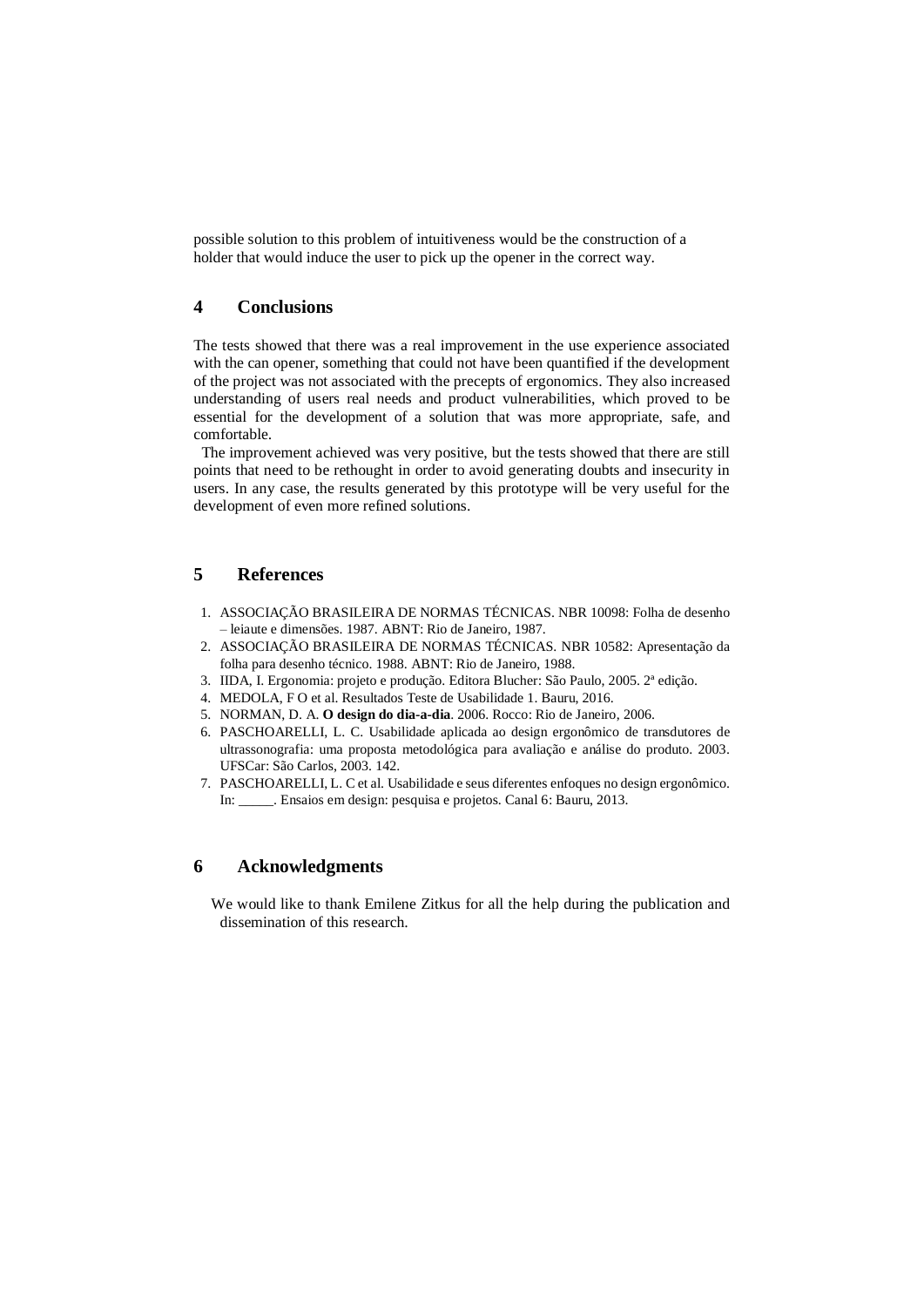possible solution to this problem of intuitiveness would be the construction of a holder that would induce the user to pick up the opener in the correct way.

## 4 Conclusions

The tests showed that there was a real improvement in the use experience associated with the can opener, something that could not have been quantified if the development of the project was not associated with the precepts of ergonomics. They also increased understanding of users real needs and product vulnerabilities, which proved to be essential for the development of a solution that was more appropriate, safe, and comfortable.

The improvement achieved was very positive, but the tests showed that there are still points that need to be rethought in order to avoid generating doubts and insecurity in users. In any case, the results generated by this prototype will be very useful for the development of even more refined solutions.

## 5 References

1. ASSOCIAÇÃO BRASILEIRA DE NORMAS TÉCNICAS. NBR 10098: Folha de desenho – leiaute e dimensões. 1987. ABNT: Rio de Janeiro, 1987.
2. ASSOCIAÇÃO BRASILEIRA DE NORMAS TÉCNICAS. NBR 10582: Apresentação da folha para desenho técnico. 1988. ABNT: Rio de Janeiro, 1988.
3. IIDA, I. Ergonomia: projeto e produção. Editora Blucher: São Paulo, 2005. 2ª edição.
4. MEDOLA, F O et al. Resultados Teste de Usabilidade 1. Bauru, 2016.
5. NORMAN, D. A. **O design do dia-a-dia**. 2006. Rocco: Rio de Janeiro, 2006.
6. PASCHOARELLI, L. C. Usabilidade aplicada ao design ergonômico de transdutores de ultrassonografia: uma proposta metodológica para avaliação e análise do produto. 2003. UFSCar: São Carlos, 2003. 142.
7. PASCHOARELLI, L. C et al. Usabilidade e seus diferentes enfoques no design ergonômico. In: _____. Ensaios em design: pesquisa e projetos. Canal 6: Bauru, 2013.

## 6 Acknowledgments

We would like to thank Emilene Zitkus for all the help during the publication and dissemination of this research.